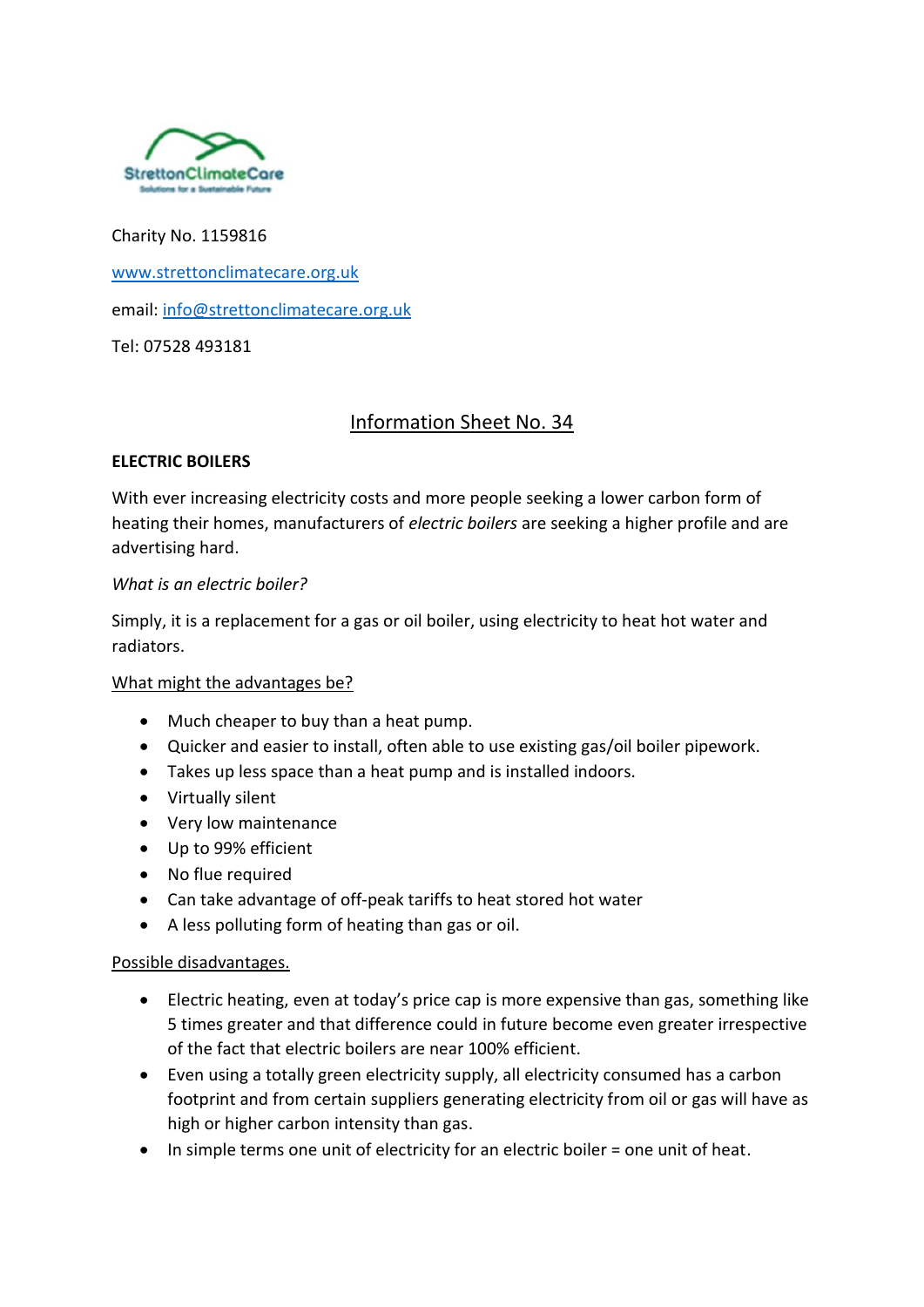StrettonClimateCare

Solutions for a Sustainable Future

Charity No. 1159816

www.strettonclimatecare.org.uk

email: info@strettonclimatecare.org.uk

Tel: 07528 493181

# Information Sheet No. 34

## ELECTRIC BOILERS

With ever increasing electricity costs and more people seeking a lower carbon form of heating their homes, manufacturers of *electric boilers* are seeking a higher profile and are advertising hard.

*What is an electric boiler?*

Simply, it is a replacement for a gas or oil boiler, using electricity to heat hot water and radiators.

### What might the advantages be?

- Much cheaper to buy than a heat pump.
- Quicker and easier to install, often able to use existing gas/oil boiler pipework.
- Takes up less space than a heat pump and is installed indoors.
- Virtually silent
- Very low maintenance
- Up to 99% efficient
- No flue required
- Can take advantage of off-peak tariffs to heat stored hot water
- A less polluting form of heating than gas or oil.

### Possible disadvantages.

- Electric heating, even at today's price cap is more expensive than gas, something like 5 times greater and that difference could in future become even greater irrespective of the fact that electric boilers are near 100% efficient.
- Even using a totally green electricity supply, all electricity consumed has a carbon footprint and from certain suppliers generating electricity from oil or gas will have as high or higher carbon intensity than gas.
- In simple terms one unit of electricity for an electric boiler = one unit of heat.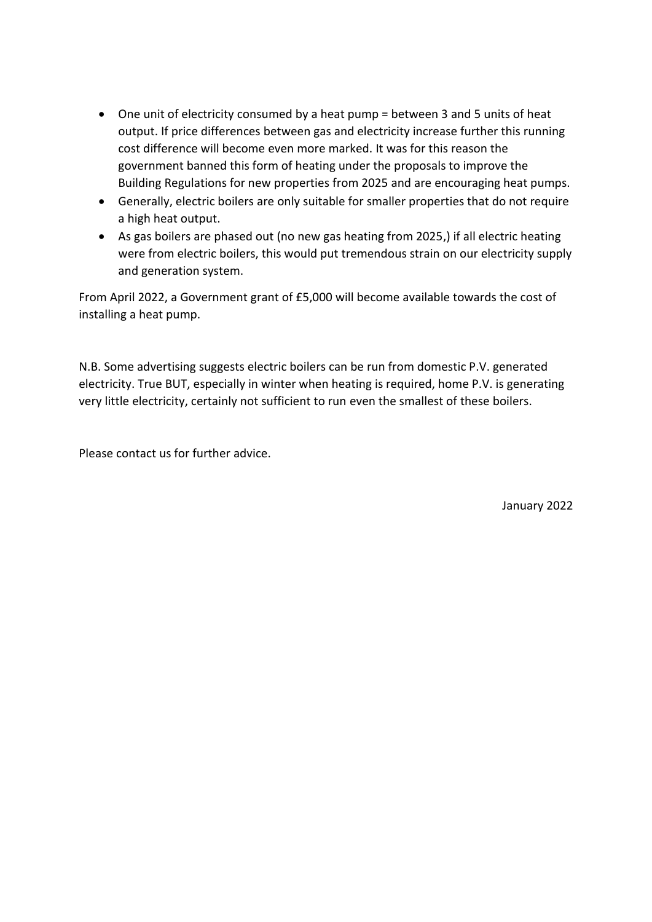- One unit of electricity consumed by a heat pump = between 3 and 5 units of heat output. If price differences between gas and electricity increase further this running cost difference will become even more marked. It was for this reason the government banned this form of heating under the proposals to improve the Building Regulations for new properties from 2025 and are encouraging heat pumps.
- Generally, electric boilers are only suitable for smaller properties that do not require a high heat output.
- As gas boilers are phased out (no new gas heating from 2025,) if all electric heating were from electric boilers, this would put tremendous strain on our electricity supply and generation system.

From April 2022, a Government grant of £5,000 will become available towards the cost of installing a heat pump.

N.B. Some advertising suggests electric boilers can be run from domestic P.V. generated electricity. True BUT, especially in winter when heating is required, home P.V. is generating very little electricity, certainly not sufficient to run even the smallest of these boilers.

Please contact us for further advice.

January 2022